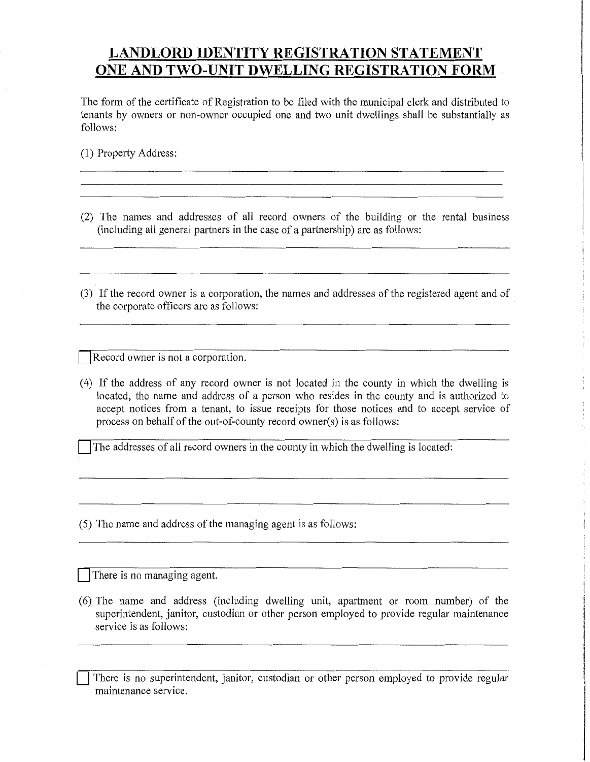# LANDLORD IDENTITY REGISTRATION STATEMENT ONE AND TWO-UNIT DWELLING REGISTRATION FORM

The form of the certificate of Registration to be filed with the municipal clerk and distributed to tenants by owners or non-owner occupied one and two unit dwellings shall be substantially as follows:

(1) Property Address:

\_\_\_\_\_\_\_\_\_\_\_\_\_\_\_\_\_\_\_\_\_\_\_\_\_\_\_\_\_\_\_\_\_\_\_\_\_\_\_\_\_\_\_\_\_\_\_\_\_\_\_\_\_\_\_\_\_\_\_\_\_\_\_\_\_\_

\_\_\_\_\_\_\_\_\_\_\_\_\_\_\_\_\_\_\_\_\_\_\_\_\_\_\_\_\_\_\_\_\_\_\_\_\_\_\_\_\_\_\_\_\_\_\_\_\_\_\_\_\_\_\_\_\_\_\_\_\_\_\_\_\_\_

\_\_\_\_\_\_\_\_\_\_\_\_\_\_\_\_\_\_\_\_\_\_\_\_\_\_\_\_\_\_\_\_\_\_\_\_\_\_\_\_\_\_\_\_\_\_\_\_\_\_\_\_\_\_\_\_\_\_\_\_\_\_\_\_\_\_

(2) The names and addresses of all record owners of the building or the rental business (including all general partners in the case of a partnership) are as follows:

\_\_\_\_\_\_\_\_\_\_\_\_\_\_\_\_\_\_\_\_\_\_\_\_\_\_\_\_\_\_\_\_\_\_\_\_\_\_\_\_\_\_\_\_\_\_\_\_\_\_\_\_\_\_\_\_\_\_\_\_\_\_\_\_\_\_

\_\_\_\_\_\_\_\_\_\_\_\_\_\_\_\_\_\_\_\_\_\_\_\_\_\_\_\_\_\_\_\_\_\_\_\_\_\_\_\_\_\_\_\_\_\_\_\_\_\_\_\_\_\_\_\_\_\_\_\_\_\_\_\_\_\_

(3) If the record owner is a corporation, the names and addresses of the registered agent and of the corporate officers are as follows:

\_\_\_\_\_\_\_\_\_\_\_\_\_\_\_\_\_\_\_\_\_\_\_\_\_\_\_\_\_\_\_\_\_\_\_\_\_\_\_\_\_\_\_\_\_\_\_\_\_\_\_\_\_\_\_\_\_\_\_\_\_\_\_\_\_\_

\_\_\_\_\_\_\_\_\_\_\_\_\_\_\_\_\_\_\_\_\_\_\_\_\_\_\_\_\_\_\_\_\_\_\_\_\_\_\_\_\_\_\_\_\_\_\_\_\_\_\_\_\_\_\_\_\_\_\_\_\_\_\_\_\_\_

☐ Record owner is not a corporation.

(4) If the address of any record owner is not located in the county in which the dwelling is located, the name and address of a person who resides in the county and is authorized to accept notices from a tenant, to issue receipts for those notices and to accept service of process on behalf of the out-of-county record owner(s) is as follows:

\_\_\_\_\_\_\_\_\_\_\_\_\_\_\_\_\_\_\_\_\_\_\_\_\_\_\_\_\_\_\_\_\_\_\_\_\_\_\_\_\_\_\_\_\_\_\_\_\_\_\_\_\_\_\_\_\_\_\_\_\_\_\_\_\_\_

☐ The addresses of all record owners in the county in which the dwelling is located:

\_\_\_\_\_\_\_\_\_\_\_\_\_\_\_\_\_\_\_\_\_\_\_\_\_\_\_\_\_\_\_\_\_\_\_\_\_\_\_\_\_\_\_\_\_\_\_\_\_\_\_\_\_\_\_\_\_\_\_\_\_\_\_\_\_\_

\_\_\_\_\_\_\_\_\_\_\_\_\_\_\_\_\_\_\_\_\_\_\_\_\_\_\_\_\_\_\_\_\_\_\_\_\_\_\_\_\_\_\_\_\_\_\_\_\_\_\_\_\_\_\_\_\_\_\_\_\_\_\_\_\_\_

(5) The name and address of the managing agent is as follows:

\_\_\_\_\_\_\_\_\_\_\_\_\_\_\_\_\_\_\_\_\_\_\_\_\_\_\_\_\_\_\_\_\_\_\_\_\_\_\_\_\_\_\_\_\_\_\_\_\_\_\_\_\_\_\_\_\_\_\_\_\_\_\_\_\_\_

\_\_\_\_\_\_\_\_\_\_\_\_\_\_\_\_\_\_\_\_\_\_\_\_\_\_\_\_\_\_\_\_\_\_\_\_\_\_\_\_\_\_\_\_\_\_\_\_\_\_\_\_\_\_\_\_\_\_\_\_\_\_\_\_\_\_

☐ There is no managing agent.

(6) The name and address (including dwelling unit, apartment or room number) of the superintendent, janitor, custodian or other person employed to provide regular maintenance service is as follows:

\_\_\_\_\_\_\_\_\_\_\_\_\_\_\_\_\_\_\_\_\_\_\_\_\_\_\_\_\_\_\_\_\_\_\_\_\_\_\_\_\_\_\_\_\_\_\_\_\_\_\_\_\_\_\_\_\_\_\_\_\_\_\_\_\_\_

\_\_\_\_\_\_\_\_\_\_\_\_\_\_\_\_\_\_\_\_\_\_\_\_\_\_\_\_\_\_\_\_\_\_\_\_\_\_\_\_\_\_\_\_\_\_\_\_\_\_\_\_\_\_\_\_\_\_\_\_\_\_\_\_\_\_

☐ There is no superintendent, janitor, custodian or other person employed to provide regular maintenance service.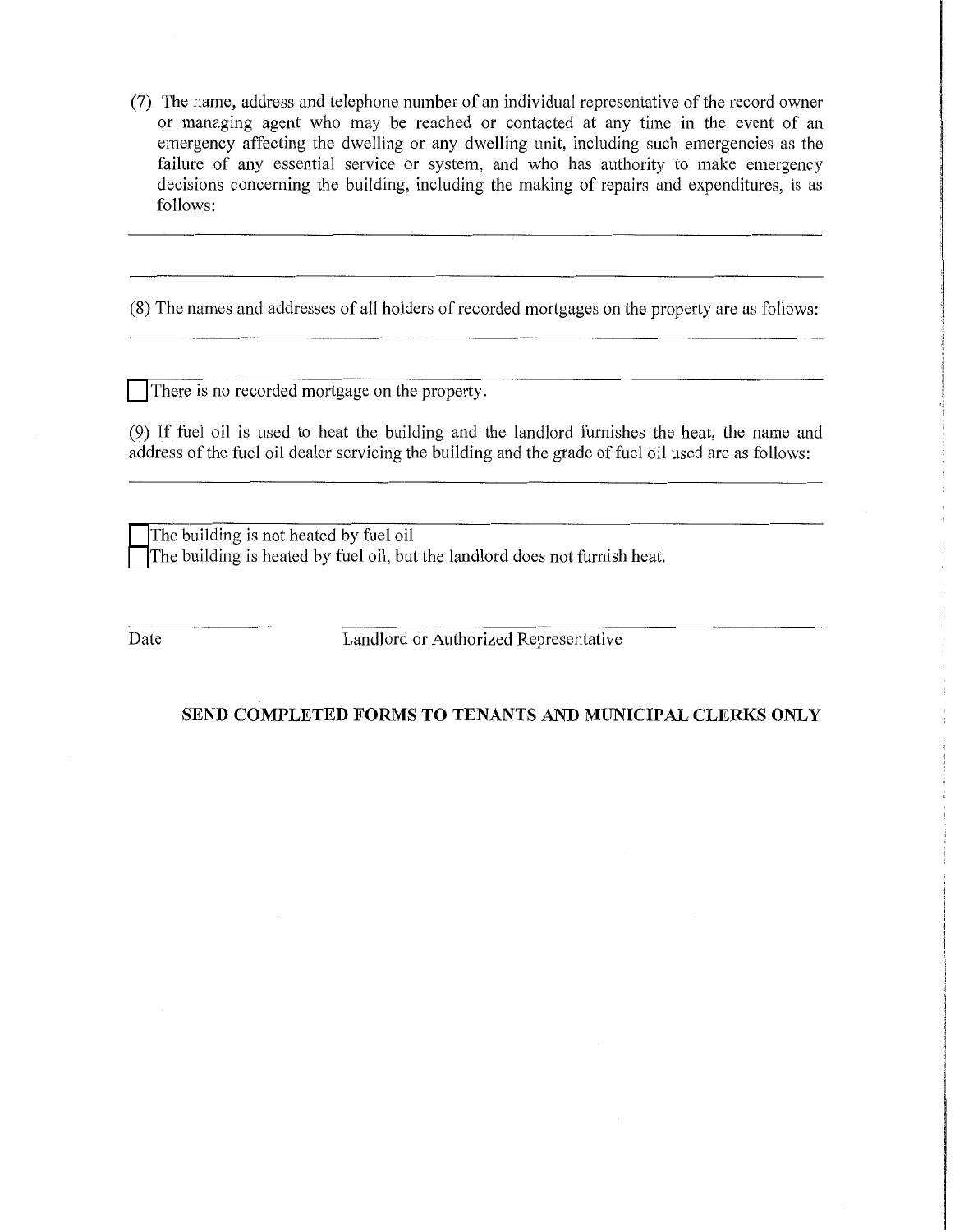(7) The name, address and telephone number of an individual representative of the record owner or managing agent who may be reached or contacted at any time in the event of an emergency affecting the dwelling or any dwelling unit, including such emergencies as the failure of any essential service or system, and who has authority to make emergency decisions concerning the building, including the making of repairs and expenditures, is as follows:

\_\_\_\_\_\_\_\_\_\_\_\_\_\_\_\_\_\_\_\_\_\_\_\_\_\_\_\_\_\_\_\_\_\_\_\_\_\_\_\_\_\_\_\_\_\_\_\_\_\_\_\_\_\_\_\_\_\_\_\_\_\_\_\_\_\_\_\_\_\_\_\_

\_\_\_\_\_\_\_\_\_\_\_\_\_\_\_\_\_\_\_\_\_\_\_\_\_\_\_\_\_\_\_\_\_\_\_\_\_\_\_\_\_\_\_\_\_\_\_\_\_\_\_\_\_\_\_\_\_\_\_\_\_\_\_\_\_\_\_\_\_\_\_\_

(8) The names and addresses of all holders of recorded mortgages on the property are as follows:

\_\_\_\_\_\_\_\_\_\_\_\_\_\_\_\_\_\_\_\_\_\_\_\_\_\_\_\_\_\_\_\_\_\_\_\_\_\_\_\_\_\_\_\_\_\_\_\_\_\_\_\_\_\_\_\_\_\_\_\_\_\_\_\_\_\_\_\_\_\_\_\_

☐ There is no recorded mortgage on the property.

(9) If fuel oil is used to heat the building and the landlord furnishes the heat, the name and address of the fuel oil dealer servicing the building and the grade of fuel oil used are as follows:

\_\_\_\_\_\_\_\_\_\_\_\_\_\_\_\_\_\_\_\_\_\_\_\_\_\_\_\_\_\_\_\_\_\_\_\_\_\_\_\_\_\_\_\_\_\_\_\_\_\_\_\_\_\_\_\_\_\_\_\_\_\_\_\_\_\_\_\_\_\_\_\_

☐ The building is not heated by fuel oil

☐ The building is heated by fuel oil, but the landlord does not furnish heat.

\_\_\_\_\_\_\_\_\_\_\_\_\_\_\_\_ \_\_\_\_\_\_\_\_\_\_\_\_\_\_\_\_\_\_\_\_\_\_\_\_\_\_\_\_\_\_\_\_\_\_\_\_\_\_\_\_\_\_\_\_

Date Landlord or Authorized Representative

**SEND COMPLETED FORMS TO TENANTS AND MUNICIPAL CLERKS ONLY**